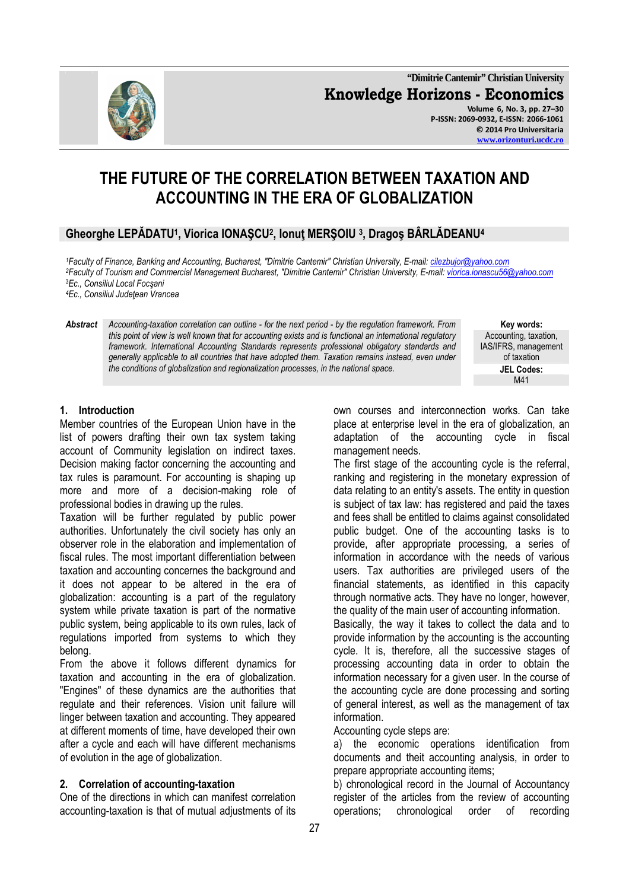# THE FUTURE OF THE CORRELATION BETWEEN TAXATION AND ACCOUNTING IN THE ERA OF GLOBALIZATION

**Gheorghe LEPĂDATU[1], Viorica IONAŞCU[2], Ionuţ MERŞOIU [3], Dragoş BÂRLĂDEANU[4]**

[1]*Faculty of Finance, Banking and Accounting, Bucharest, "Dimitrie Cantemir" Christian University, E-mail: cilezbujor@yahoo.com*
[2]*Faculty of Tourism and Commercial Management Bucharest, "Dimitrie Cantemir" Christian University, E-mail: viorica.ionascu56@yahoo.com*
[3]*Ec., Consiliul Local Focşani*
[4]*Ec., Consiliul Judeţean Vrancea*

**Abstract** *Accounting-taxation correlation can outline - for the next period - by the regulation framework. From this point of view is well known that for accounting exists and is functional an international regulatory framework. International Accounting Standards represents professional obligatory standards and generally applicable to all countries that have adopted them. Taxation remains instead, even under the conditions of globalization and regionalization processes, in the national space.*

**Key words:** Accounting, taxation, IAS/IFRS, management of taxation

**JEL Codes:** M41

## 1. Introduction

Member countries of the European Union have in the list of powers drafting their own tax system taking account of Community legislation on indirect taxes. Decision making factor concerning the accounting and tax rules is paramount. For accounting is shaping up more and more of a decision-making role of professional bodies in drawing up the rules.

Taxation will be further regulated by public power authorities. Unfortunately the civil society has only an observer role in the elaboration and implementation of fiscal rules. The most important differentiation between taxation and accounting concerns the background and it does not appear to be altered in the era of globalization: accounting is a part of the regulatory system while private taxation is part of the normative public system, being applicable to its own rules, lack of regulations imported from systems to which they belong.

From the above it follows different dynamics for taxation and accounting in the era of globalization. "Engines" of these dynamics are the authorities that regulate and their references. Vision unit failure will linger between taxation and accounting. They appeared at different moments of time, have developed their own after a cycle and each will have different mechanisms of evolution in the age of globalization.

## 2. Correlation of accounting-taxation

One of the directions in which can manifest correlation accounting-taxation is that of mutual adjustments of its own courses and interconnection works. Can take place at enterprise level in the era of globalization, an adaptation of the accounting cycle in fiscal management needs.

The first stage of the accounting cycle is the referral, ranking and registering in the monetary expression of data relating to an entity's assets. The entity in question is subject of tax law: has registered and paid the taxes and fees shall be entitled to claims against consolidated public budget. One of the accounting tasks is to provide, after appropriate processing, a series of information in accordance with the needs of various users. Tax authorities are privileged users of the financial statements, as identified in this capacity through normative acts. They have no longer, however, the quality of the main user of accounting information.

Basically, the way it takes to collect the data and to provide information by the accounting is the accounting cycle. It is, therefore, all the successive stages of processing accounting data in order to obtain the information necessary for a given user. In the course of the accounting cycle are done processing and sorting of general interest, as well as the management of tax information.

Accounting cycle steps are:

a) the economic operations identification from documents and their accounting analysis, in order to prepare appropriate accounting items;

b) chronological record in the Journal of Accountancy register of the articles from the review of accounting operations; chronological order of recording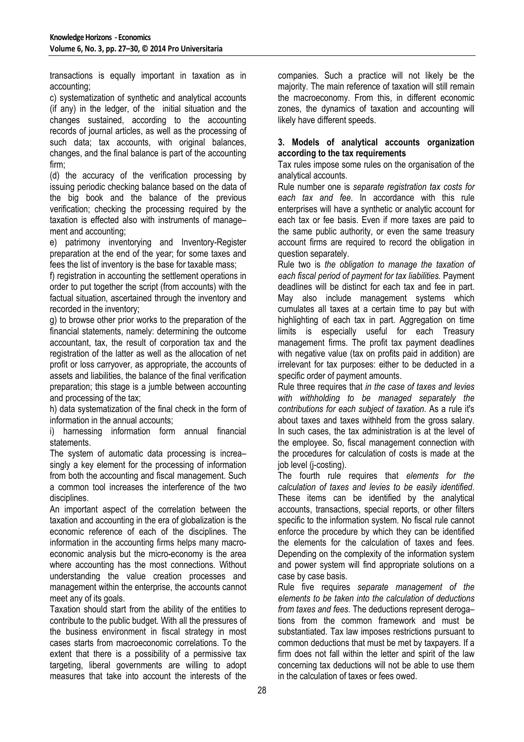transactions is equally important in taxation as in accounting;

c) systematization of synthetic and analytical accounts (if any) in the ledger, of the initial situation and the changes sustained, according to the accounting records of journal articles, as well as the processing of such data; tax accounts, with original balances, changes, and the final balance is part of the accounting firm;

(d) the accuracy of the verification processing by issuing periodic checking balance based on the data of the big book and the balance of the previous verification; checking the processing required by the taxation is effected also with instruments of management and accounting;

e) patrimony inventorying and Inventory-Register preparation at the end of the year; for some taxes and fees the list of inventory is the base for taxable mass;

f) registration in accounting the settlement operations in order to put together the script (from accounts) with the factual situation, ascertained through the inventory and recorded in the inventory;

g) to browse other prior works to the preparation of the financial statements, namely: determining the outcome accountant, tax, the result of corporation tax and the registration of the latter as well as the allocation of net profit or loss carryover, as appropriate, the accounts of assets and liabilities, the balance of the final verification preparation; this stage is a jumble between accounting and processing of the tax;

h) data systematization of the final check in the form of information in the annual accounts;

i) harnessing information form annual financial statements.

The system of automatic data processing is increasingly a key element for the processing of information from both the accounting and fiscal management. Such a common tool increases the interference of the two disciplines.

An important aspect of the correlation between the taxation and accounting in the era of globalization is the economic reference of each of the disciplines. The information in the accounting firms helps many macroeconomic analysis but the micro-economy is the area where accounting has the most connections. Without understanding the value creation processes and management within the enterprise, the accounts cannot meet any of its goals.

Taxation should start from the ability of the entities to contribute to the public budget. With all the pressures of the business environment in fiscal strategy in most cases starts from macroeconomic correlations. To the extent that there is a possibility of a permissive tax targeting, liberal governments are willing to adopt measures that take into account the interests of the companies. Such a practice will not likely be the majority. The main reference of taxation will still remain the macroeconomy. From this, in different economic zones, the dynamics of taxation and accounting will likely have different speeds.

## 3. Models of analytical accounts organization according to the tax requirements

Tax rules impose some rules on the organisation of the analytical accounts.

Rule number one is *separate registration tax costs for each tax and fee*. In accordance with this rule enterprises will have a synthetic or analytic account for each tax or fee basis. Even if more taxes are paid to the same public authority, or even the same treasury account firms are required to record the obligation in question separately.

Rule two is *the obligation to manage the taxation of each fiscal period of payment for tax liabilities*. Payment deadlines will be distinct for each tax and fee in part. May also include management systems which cumulates all taxes at a certain time to pay but with highlighting of each tax in part. Aggregation on time limits is especially useful for each Treasury management firms. The profit tax payment deadlines with negative value (tax on profits paid in addition) are irrelevant for tax purposes: either to be deducted in a specific order of payment amounts.

Rule three requires that *in the case of taxes and levies with withholding to be managed separately the contributions for each subject of taxation*. As a rule it's about taxes and taxes withheld from the gross salary. In such cases, the tax administration is at the level of the employee. So, fiscal management connection with the procedures for calculation of costs is made at the job level (j-costing).

The fourth rule requires that *elements for the calculation of taxes and levies to be easily identified*. These items can be identified by the analytical accounts, transactions, special reports, or other filters specific to the information system. No fiscal rule cannot enforce the procedure by which they can be identified the elements for the calculation of taxes and fees. Depending on the complexity of the information system and power system will find appropriate solutions on a case by case basis.

Rule five requires *separate management of the elements to be taken into the calculation of deductions from taxes and fees*. The deductions represent derogations from the common framework and must be substantiated. Tax law imposes restrictions pursuant to common deductions that must be met by taxpayers. If a firm does not fall within the letter and spirit of the law concerning tax deductions will not be able to use them in the calculation of taxes or fees owed.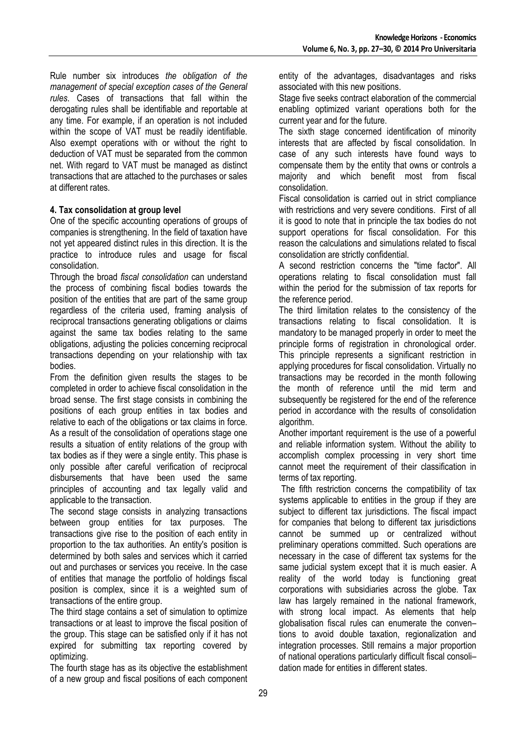Rule number six introduces *the obligation of the management of special exception cases of the General rules*. Cases of transactions that fall within the derogating rules shall be identifiable and reportable at any time. For example, if an operation is not included within the scope of VAT must be readily identifiable. Also exempt operations with or without the right to deduction of VAT must be separated from the common net. With regard to VAT must be managed as distinct transactions that are attached to the purchases or sales at different rates.

**4. Tax consolidation at group level**

One of the specific accounting operations of groups of companies is strengthening. In the field of taxation have not yet appeared distinct rules in this direction. It is the practice to introduce rules and usage for fiscal consolidation.

Through the broad *fiscal consolidation* can understand the process of combining fiscal bodies towards the position of the entities that are part of the same group regardless of the criteria used, framing analysis of reciprocal transactions generating obligations or claims against the same tax bodies relating to the same obligations, adjusting the policies concerning reciprocal transactions depending on your relationship with tax bodies.

From the definition given results the stages to be completed in order to achieve fiscal consolidation in the broad sense. The first stage consists in combining the positions of each group entities in tax bodies and relative to each of the obligations or tax claims in force. As a result of the consolidation of operations stage one results a situation of entity relations of the group with tax bodies as if they were a single entity. This phase is only possible after careful verification of reciprocal disbursements that have been used the same principles of accounting and tax legally valid and applicable to the transaction.

The second stage consists in analyzing transactions between group entities for tax purposes. The transactions give rise to the position of each entity in proportion to the tax authorities. An entity's position is determined by both sales and services which it carried out and purchases or services you receive. In the case of entities that manage the portfolio of holdings fiscal position is complex, since it is a weighted sum of transactions of the entire group.

The third stage contains a set of simulation to optimize transactions or at least to improve the fiscal position of the group. This stage can be satisfied only if it has not expired for submitting tax reporting covered by optimizing.

The fourth stage has as its objective the establishment of a new group and fiscal positions of each component entity of the advantages, disadvantages and risks associated with this new positions.

Stage five seeks contract elaboration of the commercial enabling optimized variant operations both for the current year and for the future.

The sixth stage concerned identification of minority interests that are affected by fiscal consolidation. In case of any such interests have found ways to compensate them by the entity that owns or controls a majority and which benefit most from fiscal consolidation.

Fiscal consolidation is carried out in strict compliance with restrictions and very severe conditions. First of all it is good to note that in principle the tax bodies do not support operations for fiscal consolidation. For this reason the calculations and simulations related to fiscal consolidation are strictly confidential.

A second restriction concerns the "time factor". All operations relating to fiscal consolidation must fall within the period for the submission of tax reports for the reference period.

The third limitation relates to the consistency of the transactions relating to fiscal consolidation. It is mandatory to be managed properly in order to meet the principle forms of registration in chronological order. This principle represents a significant restriction in applying procedures for fiscal consolidation. Virtually no transactions may be recorded in the month following the month of reference until the mid term and subsequently be registered for the end of the reference period in accordance with the results of consolidation algorithm.

Another important requirement is the use of a powerful and reliable information system. Without the ability to accomplish complex processing in very short time cannot meet the requirement of their classification in terms of tax reporting.

The fifth restriction concerns the compatibility of tax systems applicable to entities in the group if they are subject to different tax jurisdictions. The fiscal impact for companies that belong to different tax jurisdictions cannot be summed up or centralized without preliminary operations committed. Such operations are necessary in the case of different tax systems for the same judicial system except that it is much easier. A reality of the world today is functioning great corporations with subsidiaries across the globe. Tax law has largely remained in the national framework, with strong local impact. As elements that help globalisation fiscal rules can enumerate the conventions to avoid double taxation, regionalization and integration processes. Still remains a major proportion of national operations particularly difficult fiscal consolidation made for entities in different states.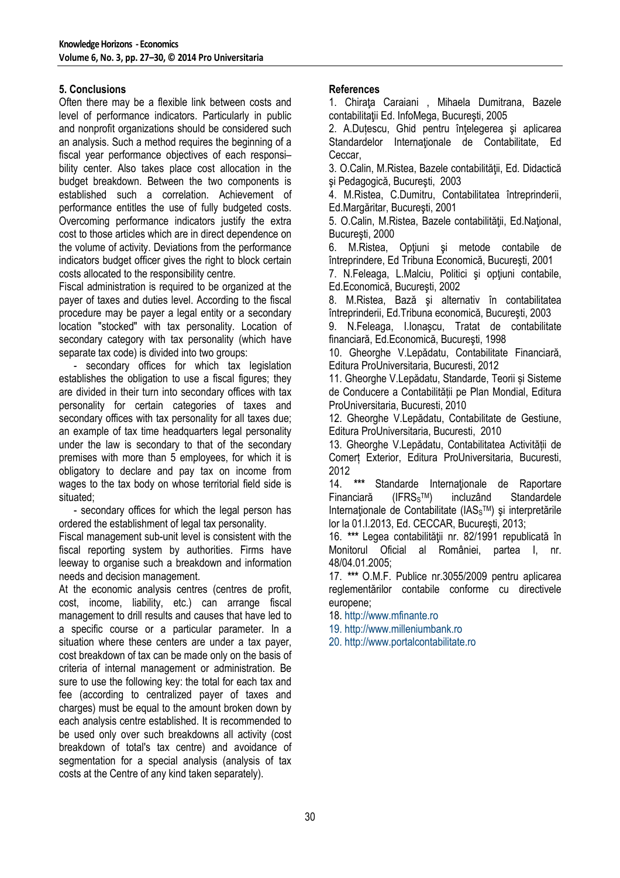## 5. Conclusions

Often there may be a flexible link between costs and level of performance indicators. Particularly in public and nonprofit organizations should be considered such an analysis. Such a method requires the beginning of a fiscal year performance objectives of each responsi–bility center. Also takes place cost allocation in the budget breakdown. Between the two components is established such a correlation. Achievement of performance entitles the use of fully budgeted costs. Overcoming performance indicators justify the extra cost to those articles which are in direct dependence on the volume of activity. Deviations from the performance indicators budget officer gives the right to block certain costs allocated to the responsibility centre.

Fiscal administration is required to be organized at the payer of taxes and duties level. According to the fiscal procedure may be payer a legal entity or a secondary location "stocked" with tax personality. Location of secondary category with tax personality (which have separate tax code) is divided into two groups:

- secondary offices for which tax legislation establishes the obligation to use a fiscal figures; they are divided in their turn into secondary offices with tax personality for certain categories of taxes and secondary offices with tax personality for all taxes due; an example of tax time headquarters legal personality under the law is secondary to that of the secondary premises with more than 5 employees, for which it is obligatory to declare and pay tax on income from wages to the tax body on whose territorial field side is situated;
- secondary offices for which the legal person has ordered the establishment of legal tax personality.

Fiscal management sub-unit level is consistent with the fiscal reporting system by authorities. Firms have leeway to organise such a breakdown and information needs and decision management.

At the economic analysis centres (centres de profit, cost, income, liability, etc.) can arrange fiscal management to drill results and causes that have led to a specific course or a particular parameter. In a situation where these centers are under a tax payer, cost breakdown of tax can be made only on the basis of criteria of internal management or administration. Be sure to use the following key: the total for each tax and fee (according to centralized payer of taxes and charges) must be equal to the amount broken down by each analysis centre established. It is recommended to be used only over such breakdowns all activity (cost breakdown of total's tax centre) and avoidance of segmentation for a special analysis (analysis of tax costs at the Centre of any kind taken separately).

## References

1. Chiraţa Caraiani , Mihaela Dumitrana, Bazele contabilitaţii Ed. InfoMega, Bucureşti, 2005
2. A.Duțescu, Ghid pentru înţelegerea şi aplicarea Standardelor Internaţionale de Contabilitate, Ed Ceccar,
3. O.Calin, M.Ristea, Bazele contabilităţii, Ed. Didactică şi Pedagogică, Bucureşti, 2003
4. M.Ristea, C.Dumitru, Contabilitatea întreprinderii, Ed.Margăritar, Bucureşti, 2001
5. O.Calin, M.Ristea, Bazele contabilităţii, Ed.Naţional, Bucureşti, 2000
6. M.Ristea, Opţiuni şi metode contabile de întreprindere, Ed Tribuna Economică, Bucureşti, 2001
7. N.Feleaga, L.Malciu, Politici şi opţiuni contabile, Ed.Economică, Bucureşti, 2002
8. M.Ristea, Bază şi alternativ în contabilitatea întreprinderii, Ed.Tribuna economică, Bucureşti, 2003
9. N.Feleaga, I.Ionaşcu, Tratat de contabilitate financiară, Ed.Economică, Bucureşti, 1998
10. Gheorghe V.Lepădatu, Contabilitate Financiară, Editura ProUniversitaria, Bucuresti, 2012
11. Gheorghe V.Lepădatu, Standarde, Teorii și Sisteme de Conducere a Contabilității pe Plan Mondial, Editura ProUniversitaria, Bucuresti, 2010
12. Gheorghe V.Lepădatu, Contabilitate de Gestiune, Editura ProUniversitaria, Bucuresti, 2010
13. Gheorghe V.Lepădatu, Contabilitatea Activității de Comerț Exterior, Editura ProUniversitaria, Bucuresti, 2012
14. *** Standarde Internaţionale de Raportare Financiară (IFRS$_S$™) incluzând Standardele Internaţionale de Contabilitate (IAS$_S$™) şi interpretările lor la 01.I.2013, Ed. CECCAR, Bucureşti, 2013;
16. *** Legea contabilităţii nr. 82/1991 republicată în Monitorul Oficial al României, partea I, nr. 48/04.01.2005;
17. *** O.M.F. Publice nr.3055/2009 pentru aplicarea reglementărilor contabile conforme cu directivele europene;
18. http://www.mfinante.ro
19. http://www.milleniumbank.ro
20. http://www.portalcontabilitate.ro